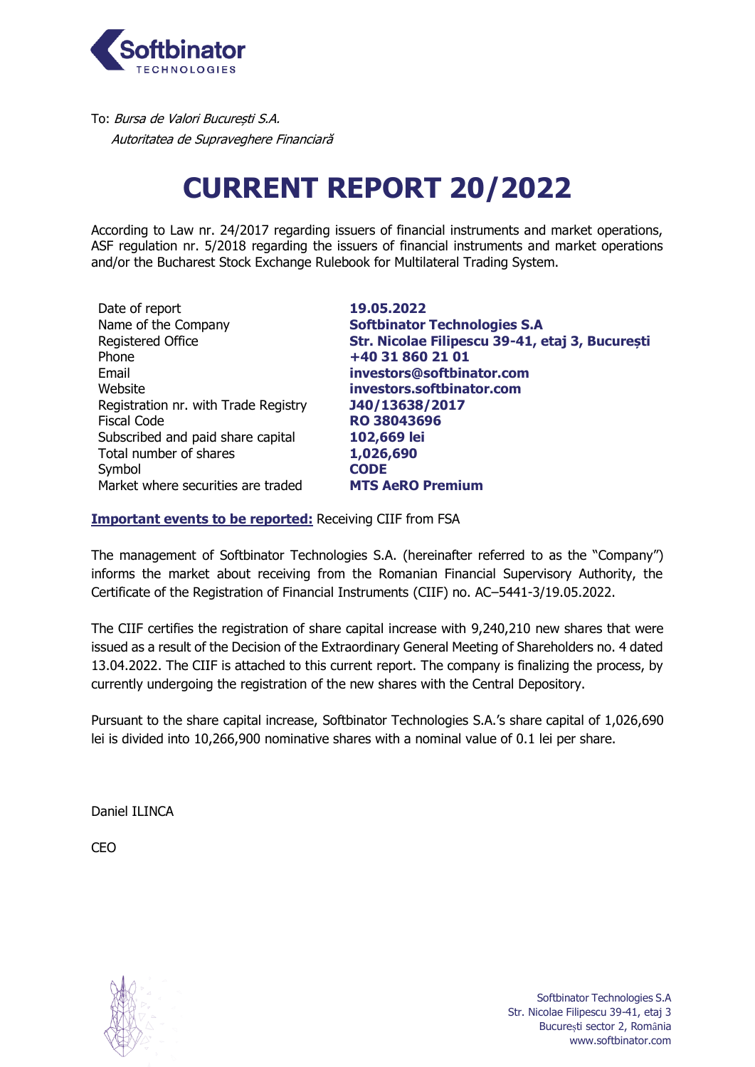To: *Bursa de Valori București S.A.*
*Autoritatea de Supraveghere Financiară*

# CURRENT REPORT 20/2022

According to Law nr. 24/2017 regarding issuers of financial instruments and market operations, ASF regulation nr. 5/2018 regarding the issuers of financial instruments and market operations and/or the Bucharest Stock Exchange Rulebook for Multilateral Trading System.

| | |
|---|---|
| Date of report | **19.05.2022** |
| Name of the Company | **Softbinator Technologies S.A** |
| Registered Office | **Str. Nicolae Filipescu 39-41, etaj 3, București** |
| Phone | **+40 31 860 21 01** |
| Email | **investors@softbinator.com** |
| Website | **investors.softbinator.com** |
| Registration nr. with Trade Registry | **J40/13638/2017** |
| Fiscal Code | **RO 38043696** |
| Subscribed and paid share capital | **102,669 lei** |
| Total number of shares | **1,026,690** |
| Symbol | **CODE** |
| Market where securities are traded | **MTS AeRO Premium** |

**Important events to be reported:** Receiving CIIF from FSA

The management of Softbinator Technologies S.A. (hereinafter referred to as the "Company") informs the market about receiving from the Romanian Financial Supervisory Authority, the Certificate of the Registration of Financial Instruments (CIIF) no. AC–5441-3/19.05.2022.

The CIIF certifies the registration of share capital increase with 9,240,210 new shares that were issued as a result of the Decision of the Extraordinary General Meeting of Shareholders no. 4 dated 13.04.2022. The CIIF is attached to this current report. The company is finalizing the process, by currently undergoing the registration of the new shares with the Central Depository.

Pursuant to the share capital increase, Softbinator Technologies S.A.'s share capital of 1,026,690 lei is divided into 10,266,900 nominative shares with a nominal value of 0.1 lei per share.

Daniel ILINCA

CEO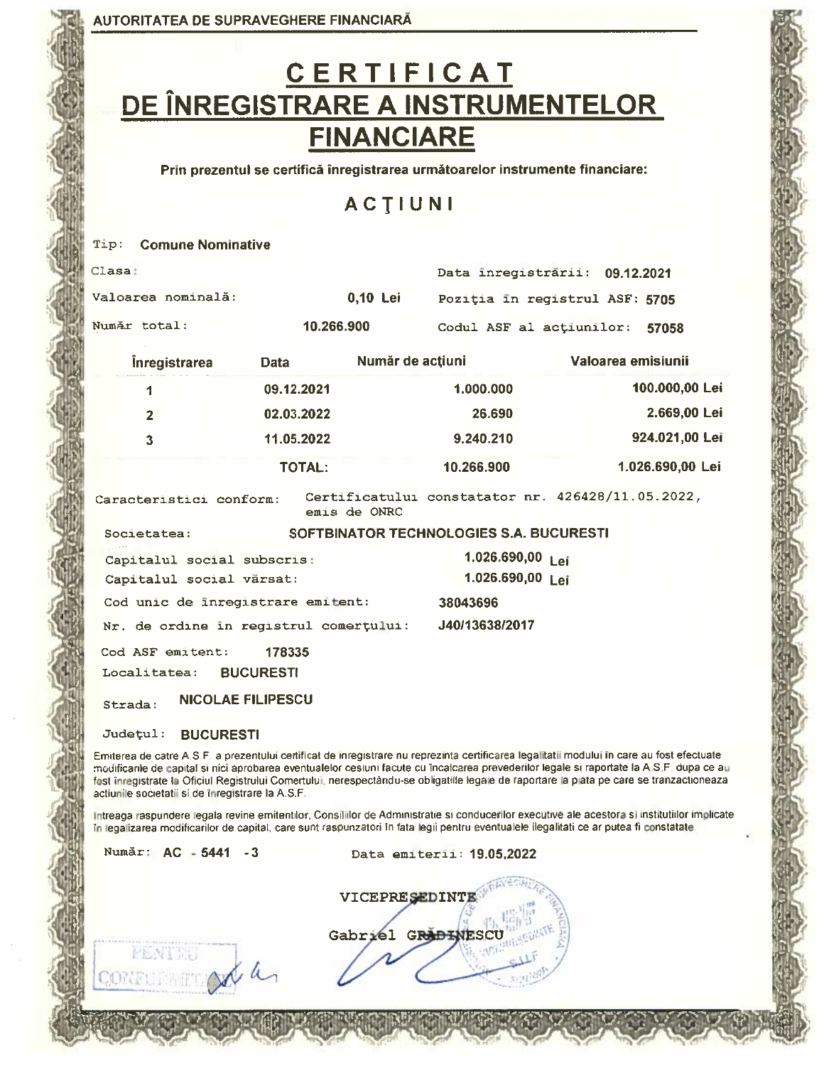AUTORITATEA DE SUPRAVEGHERE FINANCIARĂ

# CERTIFICAT DE ÎNREGISTRARE A INSTRUMENTELOR FINANCIARE

**Prin prezentul se certifică înregistrarea următoarelor instrumente financiare:**

## ACŢIUNI

Tip: **Comune Nominative**

Clasa:

Data înregistrării: **09.12.2021**

Valoarea nominală: **0,10 Lei**

Poziţia în registrul ASF: **5705**

Număr total: **10.266.900**

Codul ASF al acţiunilor: **57058**

| Înregistrarea | Data | Număr de acţiuni | Valoarea emisiunii |
|---|---|---|---|
| 1 | 09.12.2021 | 1.000.000 | 100.000,00 Lei |
| 2 | 02.03.2022 | 26.690 | 2.669,00 Lei |
| 3 | 11.05.2022 | 9.240.210 | 924.021,00 Lei |
| | TOTAL: | 10.266.900 | 1.026.690,00 Lei |

Caracteristici conform: Certificatului constatator nr. 426428/11.05.2022, emis de ONRC

Societatea: **SOFTBINATOR TECHNOLOGIES S.A. BUCURESTI**

Capitalul social subscris: **1.026.690,00 Lei**

Capitalul social vărsat: **1.026.690,00 Lei**

Cod unic de înregistrare emitent: **38043696**

Nr. de ordine în registrul comerţului: **J40/13638/2017**

Cod ASF emitent: **178335**

Localitatea: **BUCURESTI**

Strada: **NICOLAE FILIPESCU**

Judeţul: **BUCURESTI**

Emiterea de catre A.S.F. a prezentului certificat de inregistrare nu reprezinta certificarea legalitatii modului in care au fost efectuate modificarile de capital si nici aprobarea eventualelor cesiuni facute cu incalcarea prevederilor legale si raportate la A.S.F. dupa ce au fost inregistrate la Oficiul Registrului Comertului, nerespectându-se obligatiile legale de raportare la piata pe care se tranzactioneaza actiunile societatii si de inregistrare la A.S.F.

Intreaga raspundere legala revine emitentilor, Consiliilor de Administratie si conducerilor executive ale acestora si institutiilor implicate in legalizarea modificarilor de capital, care sunt raspunzatori in fata legii pentru eventualele ilegalitati ce ar putea fi constatate.

Număr: **AC - 5441 - 3**

Data emiterii: **19.05.2022**

VICEPREŞEDINTE

Gabriel GRĂDINESCU

PENTRU CONFORMITATE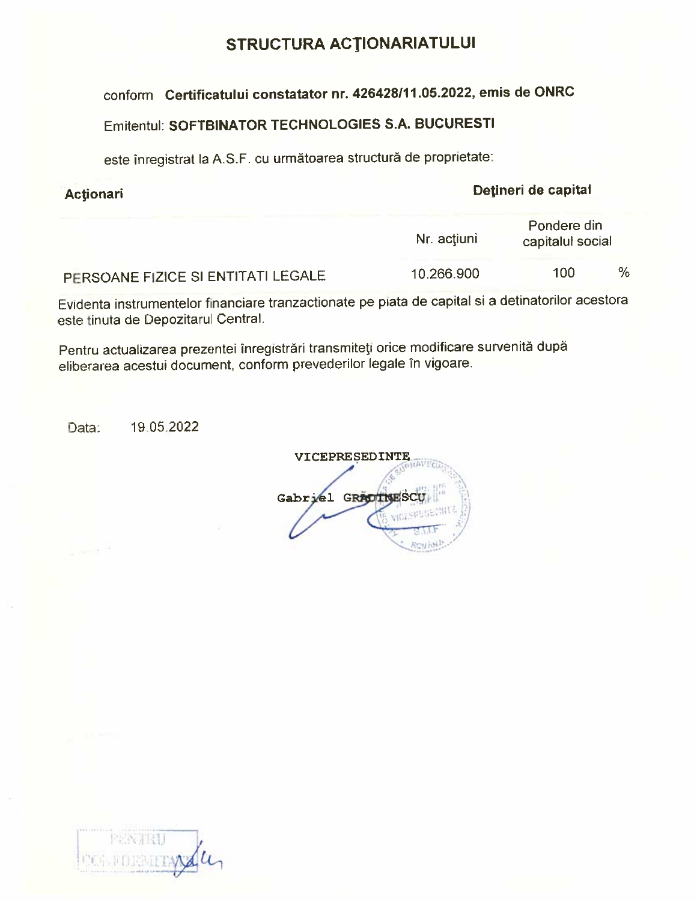# STRUCTURA ACŢIONARIATULUI

conform **Certificatului constatator nr. 426428/11.05.2022, emis de ONRC**

Emitentul: **SOFTBINATOR TECHNOLOGIES S.A. BUCURESTI**

este înregistrat la A.S.F. cu următoarea structură de proprietate:

| Acţionari | Deţineri de capital | |
|---|---|---|
| | Nr. acţiuni | Pondere din capitalul social |
| PERSOANE FIZICE SI ENTITATI LEGALE | 10.266.900 | 100 % |

Evidenta instrumentelor financiare tranzactionate pe piata de capital si a detinatorilor acestora este tinuta de Depozitarul Central.

Pentru actualizarea prezentei înregistrări transmiteţi orice modificare survenită după eliberarea acestui document, conform prevederilor legale în vigoare.

Data: 19.05.2022

VICEPRESEDINTE

Gabriel GRĂDINESCU

PENTRU CONFORMITATE